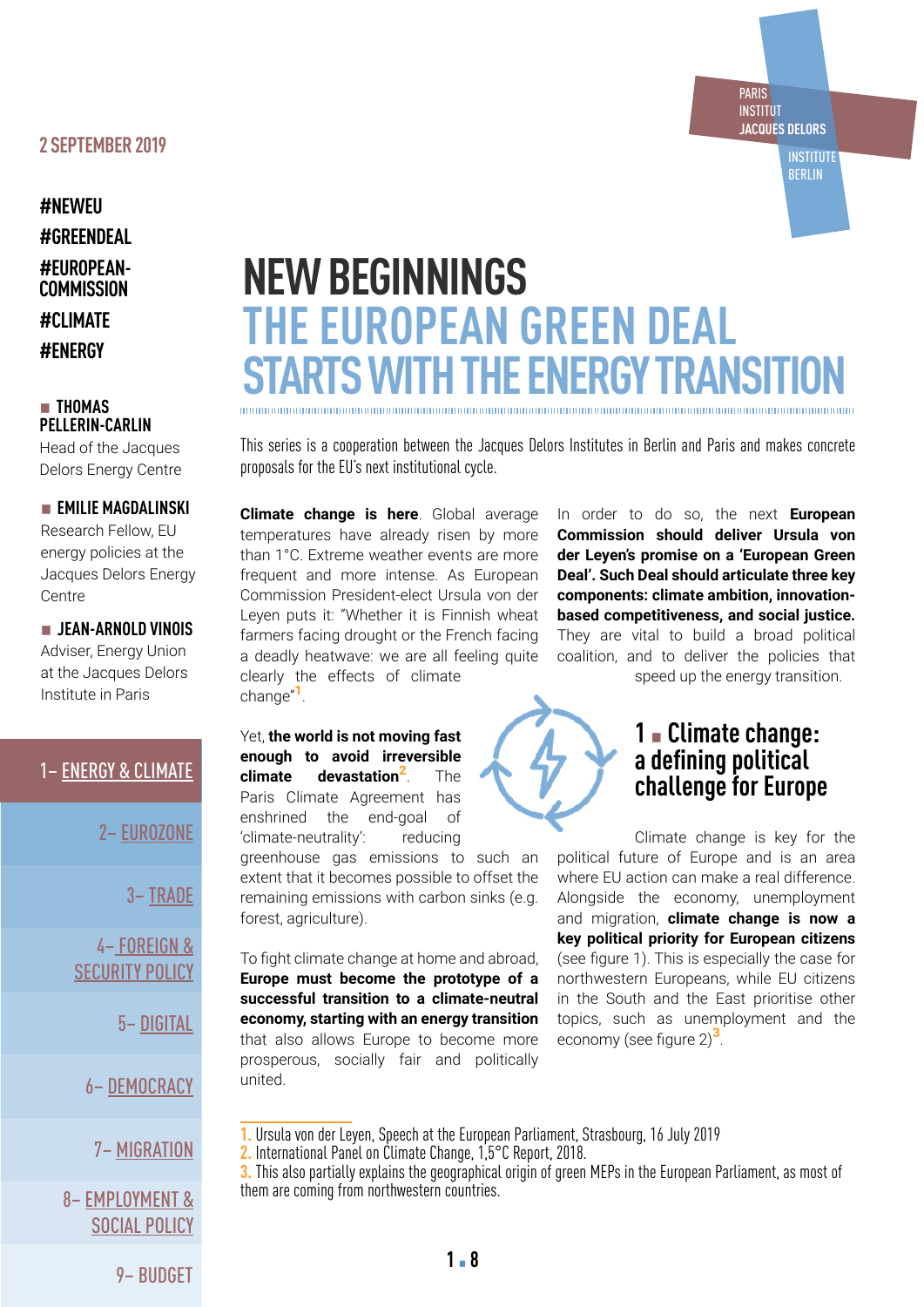2 SEPTEMBER 2019

#NEWEU
#GREENDEAL
#EUROPEAN-COMMISSION
#CLIMATE
#ENERGY

PARIS INSTITUT JACQUES DELORS
INSTITUTE BERLIN

# NEW BEGINNINGS
# THE EUROPEAN GREEN DEAL STARTS WITH THE ENERGY TRANSITION

**THOMAS PELLERIN-CARLIN**
Head of the Jacques Delors Energy Centre

**EMILIE MAGDALINSKI**
Research Fellow, EU energy policies at the Jacques Delors Energy Centre

**JEAN-ARNOLD VINOIS**
Adviser, Energy Union at the Jacques Delors Institute in Paris

1– ENERGY & CLIMATE
2– EUROZONE
3– TRADE
4– FOREIGN & SECURITY POLICY
5– DIGITAL
6– DEMOCRACY
7– MIGRATION
8– EMPLOYMENT & SOCIAL POLICY
9– BUDGET

This series is a cooperation between the Jacques Delors Institutes in Berlin and Paris and makes concrete proposals for the EU's next institutional cycle.

**Climate change is here**. Global average temperatures have already risen by more than 1°C. Extreme weather events are more frequent and more intense. As European Commission President-elect Ursula von der Leyen puts it: "Whether it is Finnish wheat farmers facing drought or the French facing a deadly heatwave: we are all feeling quite clearly the effects of climate change"[1].

Yet, **the world is not moving fast enough to avoid irreversible climate devastation**[2]. The Paris Climate Agreement has enshrined the end-goal of 'climate-neutrality': reducing greenhouse gas emissions to such an extent that it becomes possible to offset the remaining emissions with carbon sinks (e.g. forest, agriculture).

To fight climate change at home and abroad, **Europe must become the prototype of a successful transition to a climate-neutral economy, starting with an energy transition** that also allows Europe to become more prosperous, socially fair and politically united.

In order to do so, the next **European Commission should deliver Ursula von der Leyen's promise on a 'European Green Deal'. Such Deal should articulate three key components: climate ambition, innovation-based competitiveness, and social justice.** They are vital to build a broad political coalition, and to deliver the policies that speed up the energy transition.

## 1 ■ Climate change: a defining political challenge for Europe

Climate change is key for the political future of Europe and is an area where EU action can make a real difference. Alongside the economy, unemployment and migration, **climate change is now a key political priority for European citizens** (see figure 1). This is especially the case for northwestern Europeans, while EU citizens in the South and the East prioritise other topics, such as unemployment and the economy (see figure 2)[3].

---

1. Ursula von der Leyen, Speech at the European Parliament, Strasbourg, 16 July 2019
2. International Panel on Climate Change, 1,5°C Report, 2018.
3. This also partially explains the geographical origin of green MEPs in the European Parliament, as most of them are coming from northwestern countries.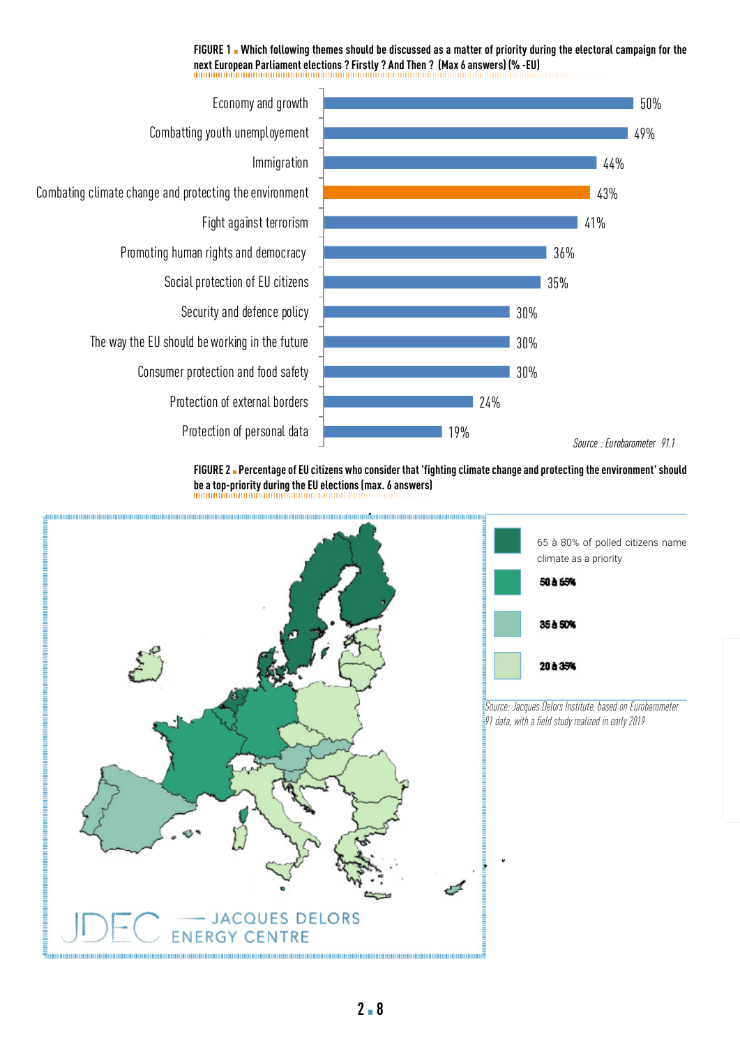**FIGURE 1** ■ **Which following themes should be discussed as a matter of priority during the electoral campaign for the next European Parliament elections ? Firstly ? And Then ? (Max 6 answers) (% -EU)**

| Theme | % |
|---|---|
| Economy and growth | 50% |
| Combatting youth unemployement | 49% |
| Immigration | 44% |
| Combating climate change and protecting the environment | 43% |
| Fight against terrorism | 41% |
| Promoting human rights and democracy | 36% |
| Social protection of EU citizens | 35% |
| Security and defence policy | 30% |
| The way the EU should be working in the future | 30% |
| Consumer protection and food safety | 30% |
| Protection of external borders | 24% |
| Protection of personal data | 19% |

*Source : Eurobarometer 91.1*

**FIGURE 2** ■ **Percentage of EU citizens who consider that 'fighting climate change and protecting the environment' should be a top-priority during the EU elections (max. 6 answers)**

- 65 à 80% of polled citizens name climate as a priority
- 50 à 65%
- 35 à 50%
- 20 à 35%

*Source: Jacques Delors Institute, based on Eurobarometer 91 data, with a field study realized in early 2019*

JDEC — JACQUES DELORS ENERGY CENTRE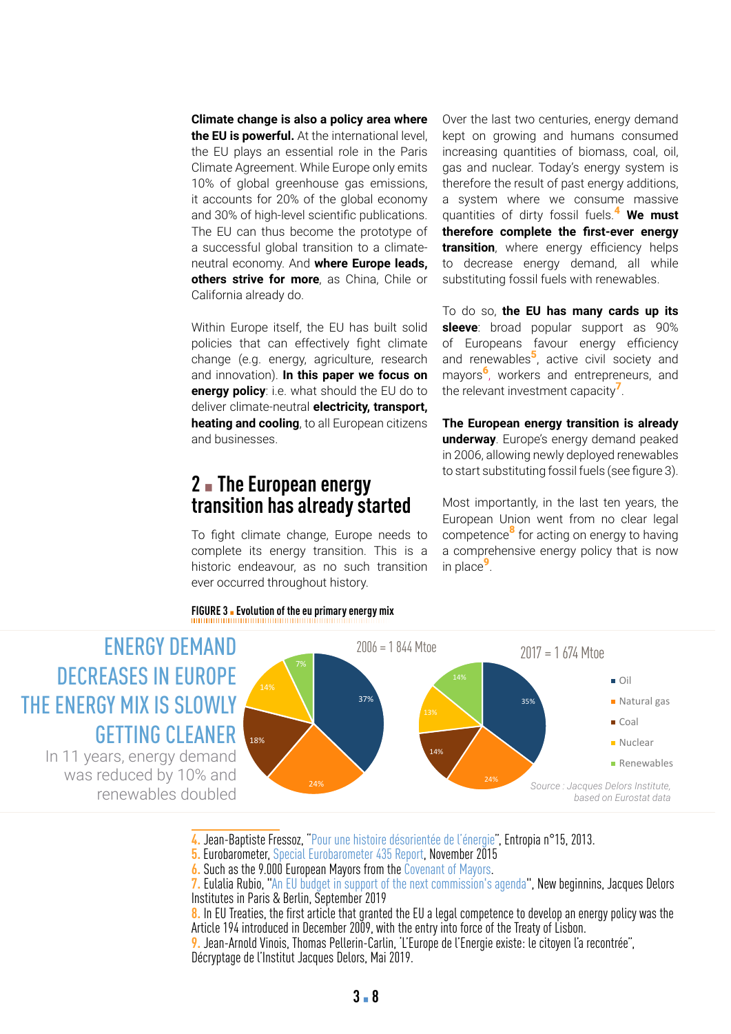**Climate change is also a policy area where the EU is powerful.** At the international level, the EU plays an essential role in the Paris Climate Agreement. While Europe only emits 10% of global greenhouse gas emissions, it accounts for 20% of the global economy and 30% of high-level scientific publications. The EU can thus become the prototype of a successful global transition to a climate-neutral economy. And **where Europe leads, others strive for more**, as China, Chile or California already do.

Within Europe itself, the EU has built solid policies that can effectively fight climate change (e.g. energy, agriculture, research and innovation). **In this paper we focus on energy policy**: i.e. what should the EU do to deliver climate-neutral **electricity, transport, heating and cooling**, to all European citizens and businesses.

## 2 ▪ The European energy transition has already started

To fight climate change, Europe needs to complete its energy transition. This is a historic endeavour, as no such transition ever occurred throughout history.

Over the last two centuries, energy demand kept on growing and humans consumed increasing quantities of biomass, coal, oil, gas and nuclear. Today's energy system is therefore the result of past energy additions, a system where we consume massive quantities of dirty fossil fuels.[4] **We must therefore complete the first-ever energy transition**, where energy efficiency helps to decrease energy demand, all while substituting fossil fuels with renewables.

To do so, **the EU has many cards up its sleeve**: broad popular support as 90% of Europeans favour energy efficiency and renewables[5], active civil society and mayors[6], workers and entrepreneurs, and the relevant investment capacity[7].

**The European energy transition is already underway**. Europe's energy demand peaked in 2006, allowing newly deployed renewables to start substituting fossil fuels (see figure 3).

Most importantly, in the last ten years, the European Union went from no clear legal competence[8] for acting on energy to having a comprehensive energy policy that is now in place[9].

**FIGURE 3 ▪ Evolution of the eu primary energy mix**

ENERGY DEMAND DECREASES IN EUROPE
THE ENERGY MIX IS SLOWLY GETTING CLEANER

In 11 years, energy demand was reduced by 10% and renewables doubled

| | 2006 = 1 844 Mtoe | 2017 = 1 674 Mtoe |
|---|---|---|
| Oil | 37% | 35% |
| Natural gas | 24% | 24% |
| Coal | 18% | 14% |
| Nuclear | 14% | 13% |
| Renewables | 7% | 14% |

*Source : Jacques Delors Institute, based on Eurostat data*

---

4. Jean-Baptiste Fressoz, "Pour une histoire désorientée de l'énergie", Entropia n°15, 2013.
5. Eurobarometer, Special Eurobarometer 435 Report, November 2015
6. Such as the 9.000 European Mayors from the Covenant of Mayors.
7. Eulalia Rubio, "An EU budget in support of the next commission's agenda", New beginnins, Jacques Delors Institutes in Paris & Berlin, September 2019
8. In EU Treaties, the first article that granted the EU a legal competence to develop an energy policy was the Article 194 introduced in December 2009, with the entry into force of the Treaty of Lisbon.
9. Jean-Arnold Vinois, Thomas Pellerin-Carlin, 'L'Europe de l'Energie existe: le citoyen l'a recontrée", Décryptage de l'Institut Jacques Delors, Mai 2019.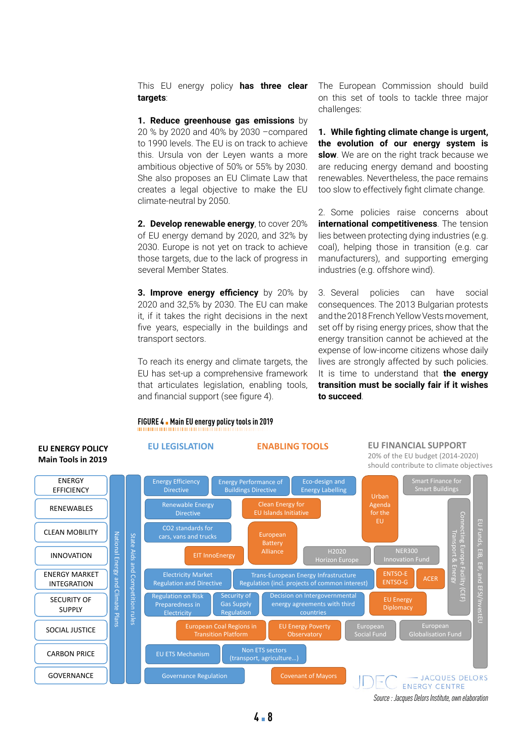This EU energy policy **has three clear targets**:

**1. Reduce greenhouse gas emissions** by 20 % by 2020 and 40% by 2030 –compared to 1990 levels. The EU is on track to achieve this. Ursula von der Leyen wants a more ambitious objective of 50% or 55% by 2030. She also proposes an EU Climate Law that creates a legal objective to make the EU climate-neutral by 2050.

**2. Develop renewable energy**, to cover 20% of EU energy demand by 2020, and 32% by 2030. Europe is not yet on track to achieve those targets, due to the lack of progress in several Member States.

**3. Improve energy efficiency** by 20% by 2020 and 32,5% by 2030. The EU can make it, if it takes the right decisions in the next five years, especially in the buildings and transport sectors.

To reach its energy and climate targets, the EU has set-up a comprehensive framework that articulates legislation, enabling tools, and financial support (see figure 4).

The European Commission should build on this set of tools to tackle three major challenges:

**1. While fighting climate change is urgent, the evolution of our energy system is slow**. We are on the right track because we are reducing energy demand and boosting renewables. Nevertheless, the pace remains too slow to effectively fight climate change.

2. Some policies raise concerns about **international competitiveness**. The tension lies between protecting dying industries (e.g. coal), helping those in transition (e.g. car manufacturers), and supporting emerging industries (e.g. offshore wind).

3. Several policies can have social consequences. The 2013 Bulgarian protests and the 2018 French Yellow Vests movement, set off by rising energy prices, show that the energy transition cannot be achieved at the expense of low-income citizens whose daily lives are strongly affected by such policies. It is time to understand that **the energy transition must be socially fair if it wishes to succeed**.

**FIGURE 4 ■ Main EU energy policy tools in 2019**

**EU ENERGY POLICY Main Tools in 2019**

| Area | EU LEGISLATION | ENABLING TOOLS | EU FINANCIAL SUPPORT (20% of the EU budget (2014-2020) should contribute to climate objectives) |
|---|---|---|---|
| ENERGY EFFICIENCY | Energy Efficiency Directive; Energy Performance of Buildings Directive | Eco-design and Energy Labelling; Urban Agenda for the EU | Smart Finance for Smart Buildings |
| RENEWABLES | Renewable Energy Directive | Clean Energy for EU Islands Initiative | |
| CLEAN MOBILITY | CO2 standards for cars, vans and trucks | European Battery Alliance | |
| INNOVATION | | EIT InnoEnergy | H2020 Horizon Europe; NER300 Innovation Fund |
| ENERGY MARKET INTEGRATION | Electricity Market Regulation and Directive; Trans-European Energy Infrastructure Regulation (incl. projects of common interest) | ENTSO-E ENTSO-G; ACER | |
| SECURITY OF SUPPLY | Regulation on Risk Preparedness in Electricity; Security of Gas Supply Regulation; Decision on Intergovernmental energy agreements with third countries | EU Energy Diplomacy | |
| SOCIAL JUSTICE | | European Coal Regions in Transition Platform; EU Energy Poverty Observatory | European Social Fund; European Globalisation Fund |
| CARBON PRICE | EU ETS Mechanism; Non ETS sectors (transport, agriculture...) | | |
| GOVERNANCE | Governance Regulation | Covenant of Mayors | |

Cross-cutting: National Energy and Climate Plans; State Aids and Competition rules; Connecting Europe Facility (CEF) Transport & Energy; EU Funds, EIB, EIF, and EFSI/InvestEU

JACQUES DELORS ENERGY CENTRE

*Source : Jacques Delors Institute, own elaboration*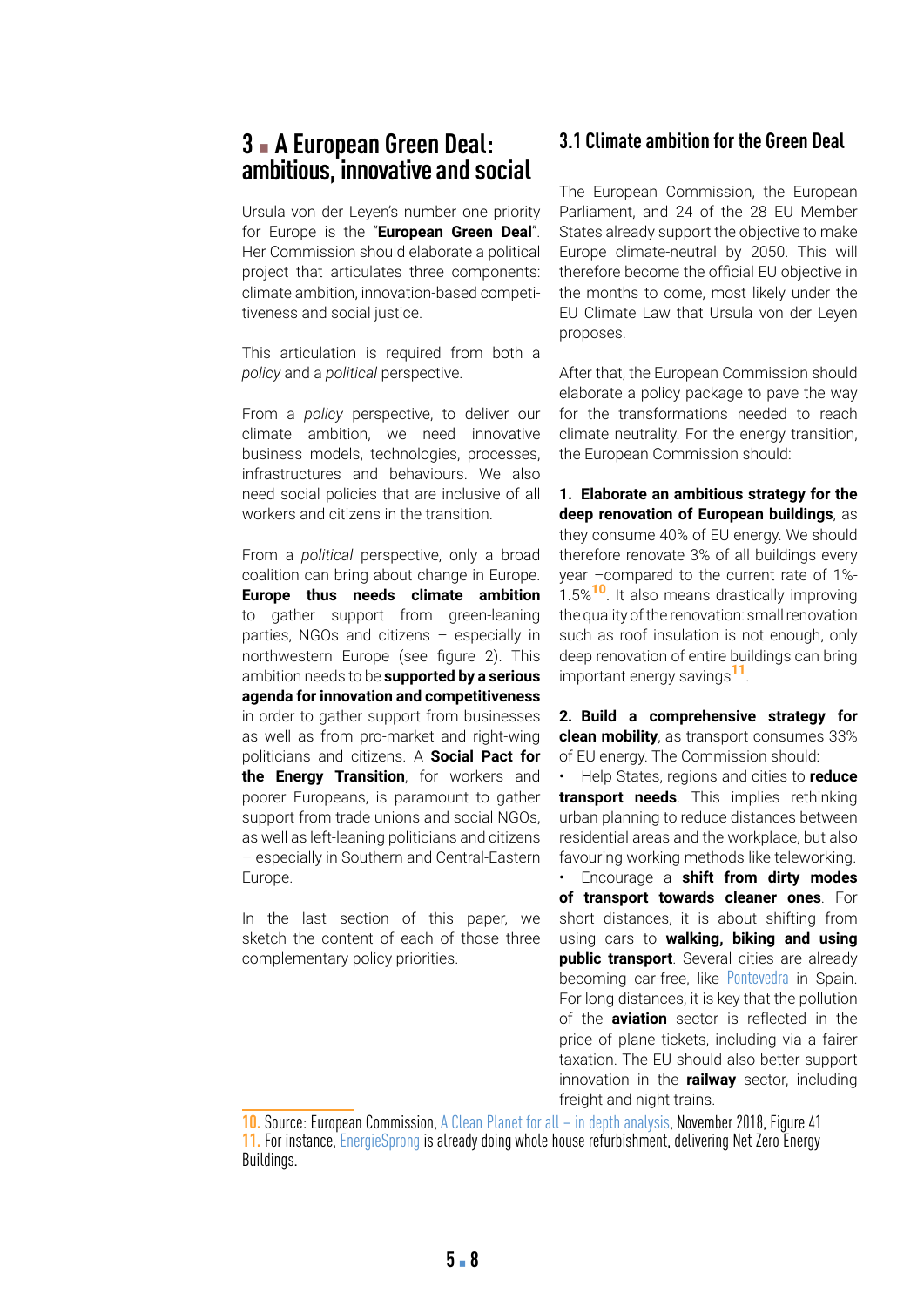## 3 ▪ A European Green Deal: ambitious, innovative and social

Ursula von der Leyen's number one priority for Europe is the "**European Green Deal**". Her Commission should elaborate a political project that articulates three components: climate ambition, innovation-based competitiveness and social justice.

This articulation is required from both a *policy* and a *political* perspective.

From a *policy* perspective, to deliver our climate ambition, we need innovative business models, technologies, processes, infrastructures and behaviours. We also need social policies that are inclusive of all workers and citizens in the transition.

From a *political* perspective, only a broad coalition can bring about change in Europe. **Europe thus needs climate ambition** to gather support from green-leaning parties, NGOs and citizens – especially in northwestern Europe (see figure 2). This ambition needs to be **supported by a serious agenda for innovation and competitiveness** in order to gather support from businesses as well as from pro-market and right-wing politicians and citizens. A **Social Pact for the Energy Transition**, for workers and poorer Europeans, is paramount to gather support from trade unions and social NGOs, as well as left-leaning politicians and citizens – especially in Southern and Central-Eastern Europe.

In the last section of this paper, we sketch the content of each of those three complementary policy priorities.

### 3.1 Climate ambition for the Green Deal

The European Commission, the European Parliament, and 24 of the 28 EU Member States already support the objective to make Europe climate-neutral by 2050. This will therefore become the official EU objective in the months to come, most likely under the EU Climate Law that Ursula von der Leyen proposes.

After that, the European Commission should elaborate a policy package to pave the way for the transformations needed to reach climate neutrality. For the energy transition, the European Commission should:

**1. Elaborate an ambitious strategy for the deep renovation of European buildings**, as they consume 40% of EU energy. We should therefore renovate 3% of all buildings every year –compared to the current rate of 1%-1.5%[10]. It also means drastically improving the quality of the renovation: small renovation such as roof insulation is not enough, only deep renovation of entire buildings can bring important energy savings[11].

**2. Build a comprehensive strategy for clean mobility**, as transport consumes 33% of EU energy. The Commission should:

- Help States, regions and cities to **reduce transport needs**. This implies rethinking urban planning to reduce distances between residential areas and the workplace, but also favouring working methods like teleworking.
- Encourage a **shift from dirty modes of transport towards cleaner ones**. For short distances, it is about shifting from using cars to **walking, biking and using public transport**. Several cities are already becoming car-free, like Pontevedra in Spain. For long distances, it is key that the pollution of the **aviation** sector is reflected in the price of plane tickets, including via a fairer taxation. The EU should also better support innovation in the **railway** sector, including freight and night trains.

10. Source: European Commission, A Clean Planet for all – in depth analysis, November 2018, Figure 41

11. For instance, EnergieSprong is already doing whole house refurbishment, delivering Net Zero Energy Buildings.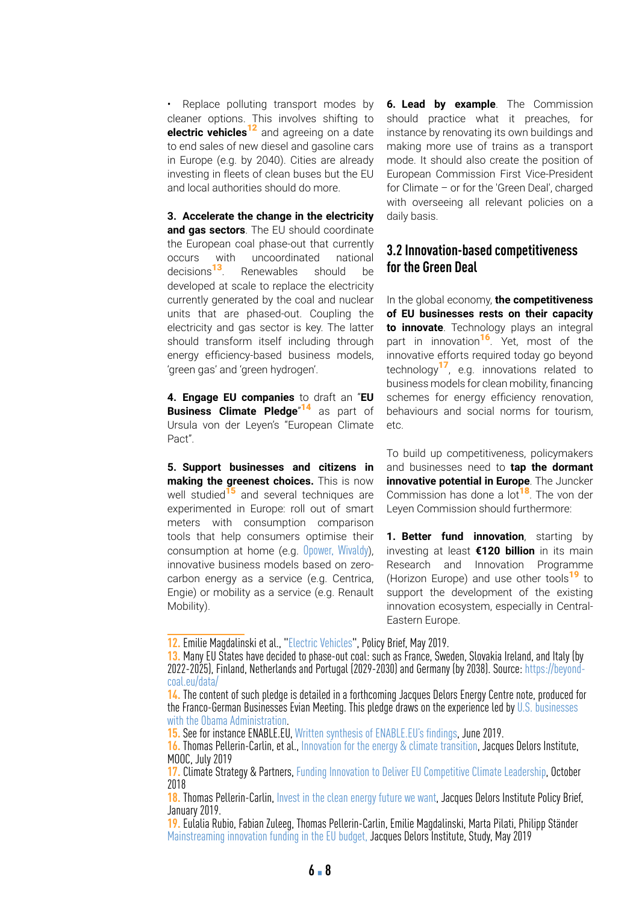- Replace polluting transport modes by cleaner options. This involves shifting to **electric vehicles**[12] and agreeing on a date to end sales of new diesel and gasoline cars in Europe (e.g. by 2040). Cities are already investing in fleets of clean buses but the EU and local authorities should do more.

**3. Accelerate the change in the electricity and gas sectors**. The EU should coordinate the European coal phase-out that currently occurs with uncoordinated national decisions[13]. Renewables should be developed at scale to replace the electricity currently generated by the coal and nuclear units that are phased-out. Coupling the electricity and gas sector is key. The latter should transform itself including through energy efficiency-based business models, 'green gas' and 'green hydrogen'.

**4. Engage EU companies** to draft an "**EU Business Climate Pledge**"[14] as part of Ursula von der Leyen's "European Climate Pact".

**5. Support businesses and citizens in making the greenest choices.** This is now well studied[15] and several techniques are experimented in Europe: roll out of smart meters with consumption comparison tools that help consumers optimise their consumption at home (e.g. Opower, Wivaldy), innovative business models based on zero-carbon energy as a service (e.g. Centrica, Engie) or mobility as a service (e.g. Renault Mobility).

**6. Lead by example**. The Commission should practice what it preaches, for instance by renovating its own buildings and making more use of trains as a transport mode. It should also create the position of European Commission First Vice-President for Climate – or for the 'Green Deal', charged with overseeing all relevant policies on a daily basis.

## 3.2 Innovation-based competitiveness for the Green Deal

In the global economy, **the competitiveness of EU businesses rests on their capacity to innovate**. Technology plays an integral part in innovation[16]. Yet, most of the innovative efforts required today go beyond technology[17], e.g. innovations related to business models for clean mobility, financing schemes for energy efficiency renovation, behaviours and social norms for tourism, etc.

To build up competitiveness, policymakers and businesses need to **tap the dormant innovative potential in Europe**. The Juncker Commission has done a lot[18]. The von der Leyen Commission should furthermore:

**1. Better fund innovation**, starting by investing at least **€120 billion** in its main Research and Innovation Programme (Horizon Europe) and use other tools[19] to support the development of the existing innovation ecosystem, especially in Central-Eastern Europe.

---

12. Emilie Magdalinski et al., "Electric Vehicles", Policy Brief, May 2019.
13. Many EU States have decided to phase-out coal: such as France, Sweden, Slovakia Ireland, and Italy (by 2022-2025), Finland, Netherlands and Portugal (2029-2030) and Germany (by 2038). Source: https://beyond-coal.eu/data/
14. The content of such pledge is detailed in a forthcoming Jacques Delors Energy Centre note, produced for the Franco-German Businesses Evian Meeting. This pledge draws on the experience led by U.S. businesses with the Obama Administration.
15. See for instance ENABLE.EU, Written synthesis of ENABLE.EU's findings, June 2019.
16. Thomas Pellerin-Carlin, et al., Innovation for the energy & climate transition, Jacques Delors Institute, MOOC, July 2019
17. Climate Strategy & Partners, Funding Innovation to Deliver EU Competitive Climate Leadership, October 2018
18. Thomas Pellerin-Carlin, Invest in the clean energy future we want, Jacques Delors Institute Policy Brief, January 2019.
19. Eulalia Rubio, Fabian Zuleeg, Thomas Pellerin-Carlin, Emilie Magdalinski, Marta Pilati, Philipp Ständer Mainstreaming innovation funding in the EU budget, Jacques Delors Institute, Study, May 2019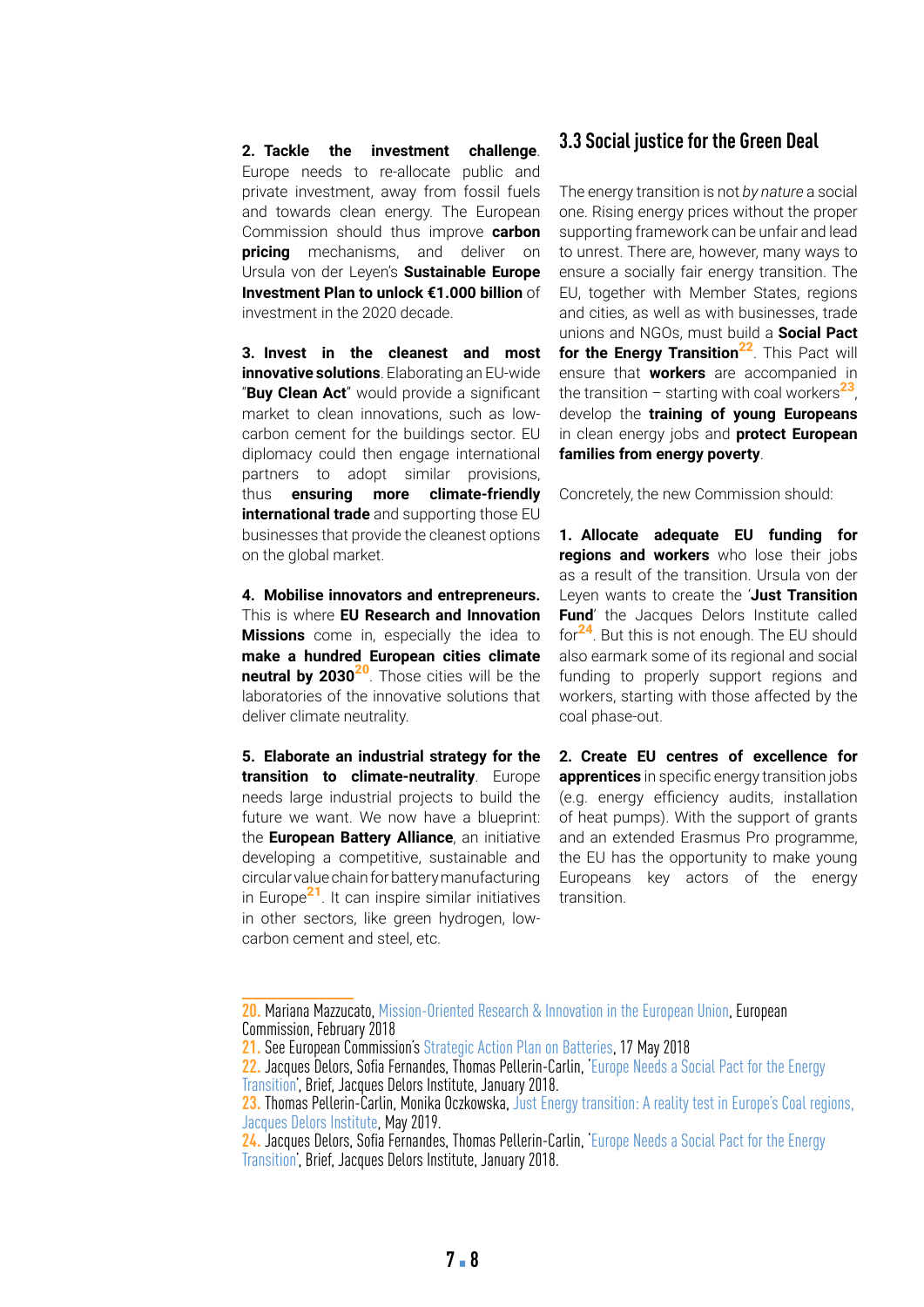**2. Tackle the investment challenge**. Europe needs to re-allocate public and private investment, away from fossil fuels and towards clean energy. The European Commission should thus improve **carbon pricing** mechanisms, and deliver on Ursula von der Leyen's **Sustainable Europe Investment Plan to unlock €1.000 billion** of investment in the 2020 decade.

**3. Invest in the cleanest and most innovative solutions**. Elaborating an EU-wide "**Buy Clean Act**" would provide a significant market to clean innovations, such as low-carbon cement for the buildings sector. EU diplomacy could then engage international partners to adopt similar provisions, thus **ensuring more climate-friendly international trade** and supporting those EU businesses that provide the cleanest options on the global market.

**4. Mobilise innovators and entrepreneurs.** This is where **EU Research and Innovation Missions** come in, especially the idea to **make a hundred European cities climate neutral by 2030**[20]. Those cities will be the laboratories of the innovative solutions that deliver climate neutrality.

**5. Elaborate an industrial strategy for the transition to climate-neutrality**. Europe needs large industrial projects to build the future we want. We now have a blueprint: the **European Battery Alliance**, an initiative developing a competitive, sustainable and circular value chain for battery manufacturing in Europe[21]. It can inspire similar initiatives in other sectors, like green hydrogen, low-carbon cement and steel, etc.

## 3.3 Social justice for the Green Deal

The energy transition is not *by nature* a social one. Rising energy prices without the proper supporting framework can be unfair and lead to unrest. There are, however, many ways to ensure a socially fair energy transition. The EU, together with Member States, regions and cities, as well as with businesses, trade unions and NGOs, must build a **Social Pact for the Energy Transition**[22]. This Pact will ensure that **workers** are accompanied in the transition – starting with coal workers[23], develop the **training of young Europeans** in clean energy jobs and **protect European families from energy poverty**.

Concretely, the new Commission should:

**1. Allocate adequate EU funding for regions and workers** who lose their jobs as a result of the transition. Ursula von der Leyen wants to create the '**Just Transition Fund**' the Jacques Delors Institute called for[24]. But this is not enough. The EU should also earmark some of its regional and social funding to properly support regions and workers, starting with those affected by the coal phase-out.

**2. Create EU centres of excellence for apprentices** in specific energy transition jobs (e.g. energy efficiency audits, installation of heat pumps). With the support of grants and an extended Erasmus Pro programme, the EU has the opportunity to make young Europeans key actors of the energy transition.

---

20. Mariana Mazzucato, Mission-Oriented Research & Innovation in the European Union, European Commission, February 2018
21. See European Commission's Strategic Action Plan on Batteries, 17 May 2018
22. Jacques Delors, Sofia Fernandes, Thomas Pellerin-Carlin, 'Europe Needs a Social Pact for the Energy Transition', Brief, Jacques Delors Institute, January 2018.
23. Thomas Pellerin-Carlin, Monika Oczkowska, Just Energy transition: A reality test in Europe's Coal regions, Jacques Delors Institute, May 2019.
24. Jacques Delors, Sofia Fernandes, Thomas Pellerin-Carlin, 'Europe Needs a Social Pact for the Energy Transition', Brief, Jacques Delors Institute, January 2018.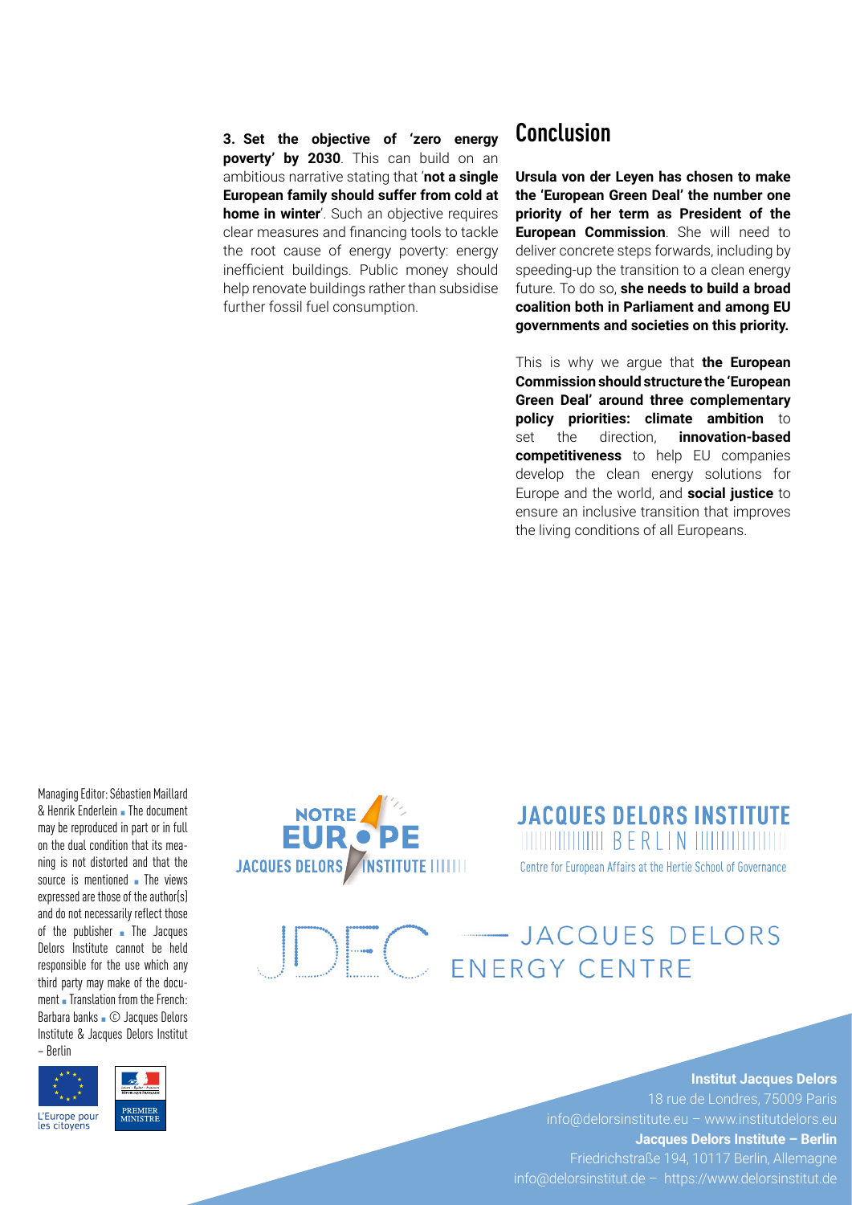**3. Set the objective of 'zero energy poverty' by 2030**. This can build on an ambitious narrative stating that '**not a single European family should suffer from cold at home in winter**'. Such an objective requires clear measures and financing tools to tackle the root cause of energy poverty: energy inefficient buildings. Public money should help renovate buildings rather than subsidise further fossil fuel consumption.

## Conclusion

**Ursula von der Leyen has chosen to make the 'European Green Deal' the number one priority of her term as President of the European Commission**. She will need to deliver concrete steps forwards, including by speeding-up the transition to a clean energy future. To do so, **she needs to build a broad coalition both in Parliament and among EU governments and societies on this priority.**

This is why we argue that **the European Commission should structure the 'European Green Deal' around three complementary policy priorities: climate ambition** to set the direction, **innovation-based competitiveness** to help EU companies develop the clean energy solutions for Europe and the world, and **social justice** to ensure an inclusive transition that improves the living conditions of all Europeans.

Managing Editor: Sébastien Maillard & Henrik Enderlein ▪ The document may be reproduced in part or in full on the dual condition that its meaning is not distorted and that the source is mentioned ▪ The views expressed are those of the author(s) and do not necessarily reflect those of the publisher ▪ The Jacques Delors Institute cannot be held responsible for the use which any third party may make of the document ▪ Translation from the French: Barbara banks ▪ © Jacques Delors Institute & Jacques Delors Institut – Berlin

L'Europe pour les citoyens

PREMIER MINISTRE

NOTRE EUROPE JACQUES DELORS INSTITUTE

JACQUES DELORS INSTITUTE BERLIN

Centre for European Affairs at the Hertie School of Governance

JDEC — JACQUES DELORS ENERGY CENTRE

**Institut Jacques Delors**
18 rue de Londres, 75009 Paris
info@delorsinstitute.eu – www.institutdelors.eu

**Jacques Delors Institute – Berlin**
Friedrichstraße 194, 10117 Berlin, Allemagne
info@delorsinstitut.de – https://www.delorsinstitut.de